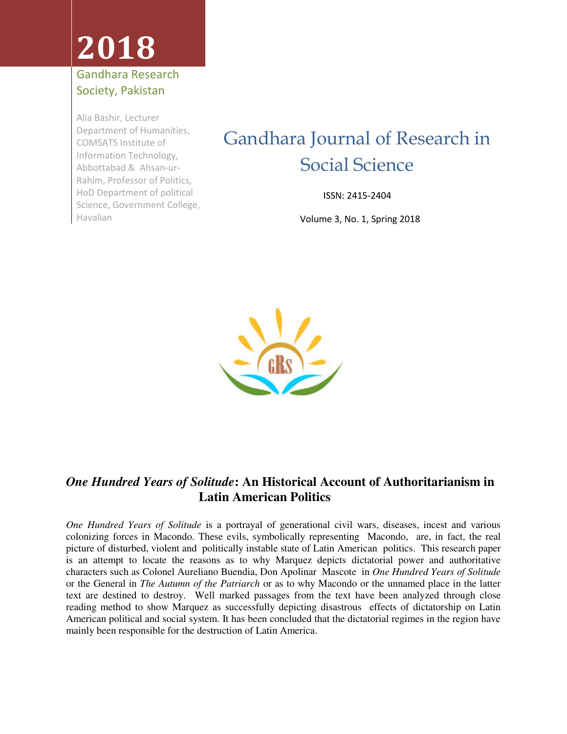# 2018

Gandhara Research Society, Pakistan

Alia Bashir, Lecturer Department of Humanities, COMSATS Institute of Information Technology, Abbottabad & Ahsan-ur-Rahim, Professor of Politics, HoD Department of political Science, Government College, Havalian

## Gandhara Journal of Research in Social Science

ISSN: 2415-2404

Volume 3, No. 1, Spring 2018

# *One Hundred Years of Solitude*: An Historical Account of Authoritarianism in Latin American Politics

*One Hundred Years of Solitude* is a portrayal of generational civil wars, diseases, incest and various colonizing forces in Macondo. These evils, symbolically representing Macondo, are, in fact, the real picture of disturbed, violent and politically instable state of Latin American politics. This research paper is an attempt to locate the reasons as to why Marquez depicts dictatorial power and authoritative characters such as Colonel Aureliano Buendia, Don Apolinar Mascote in *One Hundred Years of Solitude* or the General in *The Autumn of the Patriarch* or as to why Macondo or the unnamed place in the latter text are destined to destroy. Well marked passages from the text have been analyzed through close reading method to show Marquez as successfully depicting disastrous effects of dictatorship on Latin American political and social system. It has been concluded that the dictatorial regimes in the region have mainly been responsible for the destruction of Latin America.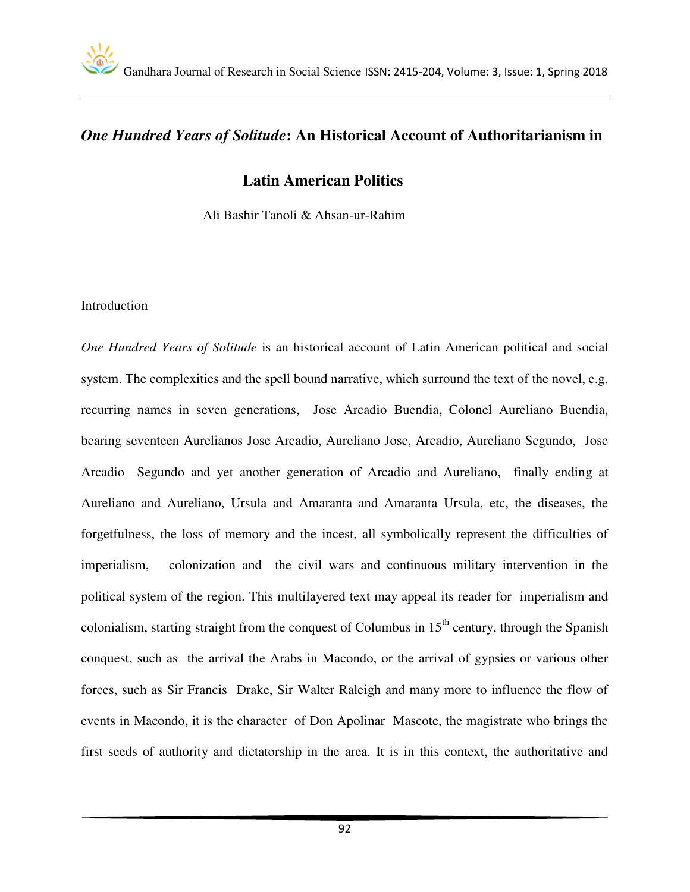# *One Hundred Years of Solitude*: An Historical Account of Authoritarianism in Latin American Politics

Ali Bashir Tanoli & Ahsan-ur-Rahim

## Introduction

*One Hundred Years of Solitude* is an historical account of Latin American political and social system. The complexities and the spell bound narrative, which surround the text of the novel, e.g. recurring names in seven generations, Jose Arcadio Buendia, Colonel Aureliano Buendia, bearing seventeen Aurelianos Jose Arcadio, Aureliano Jose, Arcadio, Aureliano Segundo, Jose Arcadio Segundo and yet another generation of Arcadio and Aureliano, finally ending at Aureliano and Aureliano, Ursula and Amaranta and Amaranta Ursula, etc, the diseases, the forgetfulness, the loss of memory and the incest, all symbolically represent the difficulties of imperialism, colonization and the civil wars and continuous military intervention in the political system of the region. This multilayered text may appeal its reader for imperialism and colonialism, starting straight from the conquest of Columbus in 15th century, through the Spanish conquest, such as the arrival the Arabs in Macondo, or the arrival of gypsies or various other forces, such as Sir Francis Drake, Sir Walter Raleigh and many more to influence the flow of events in Macondo, it is the character of Don Apolinar Mascote, the magistrate who brings the first seeds of authority and dictatorship in the area. It is in this context, the authoritative and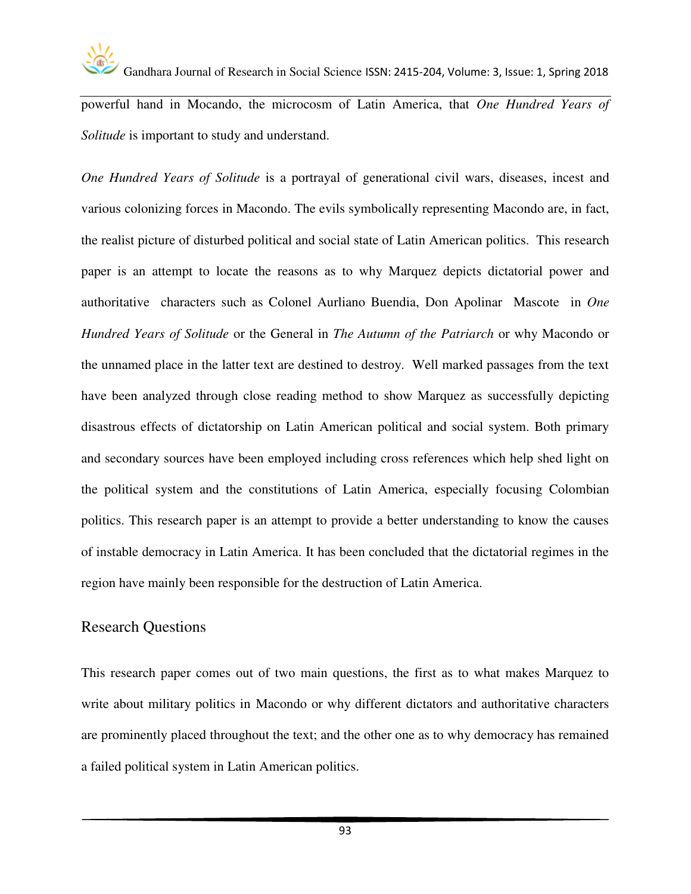powerful hand in Mocando, the microcosm of Latin America, that *One Hundred Years of Solitude* is important to study and understand.

*One Hundred Years of Solitude* is a portrayal of generational civil wars, diseases, incest and various colonizing forces in Macondo. The evils symbolically representing Macondo are, in fact, the realist picture of disturbed political and social state of Latin American politics. This research paper is an attempt to locate the reasons as to why Marquez depicts dictatorial power and authoritative characters such as Colonel Aurliano Buendia, Don Apolinar Mascote in *One Hundred Years of Solitude* or the General in *The Autumn of the Patriarch* or why Macondo or the unnamed place in the latter text are destined to destroy. Well marked passages from the text have been analyzed through close reading method to show Marquez as successfully depicting disastrous effects of dictatorship on Latin American political and social system. Both primary and secondary sources have been employed including cross references which help shed light on the political system and the constitutions of Latin America, especially focusing Colombian politics. This research paper is an attempt to provide a better understanding to know the causes of instable democracy in Latin America. It has been concluded that the dictatorial regimes in the region have mainly been responsible for the destruction of Latin America.

## Research Questions

This research paper comes out of two main questions, the first as to what makes Marquez to write about military politics in Macondo or why different dictators and authoritative characters are prominently placed throughout the text; and the other one as to why democracy has remained a failed political system in Latin American politics.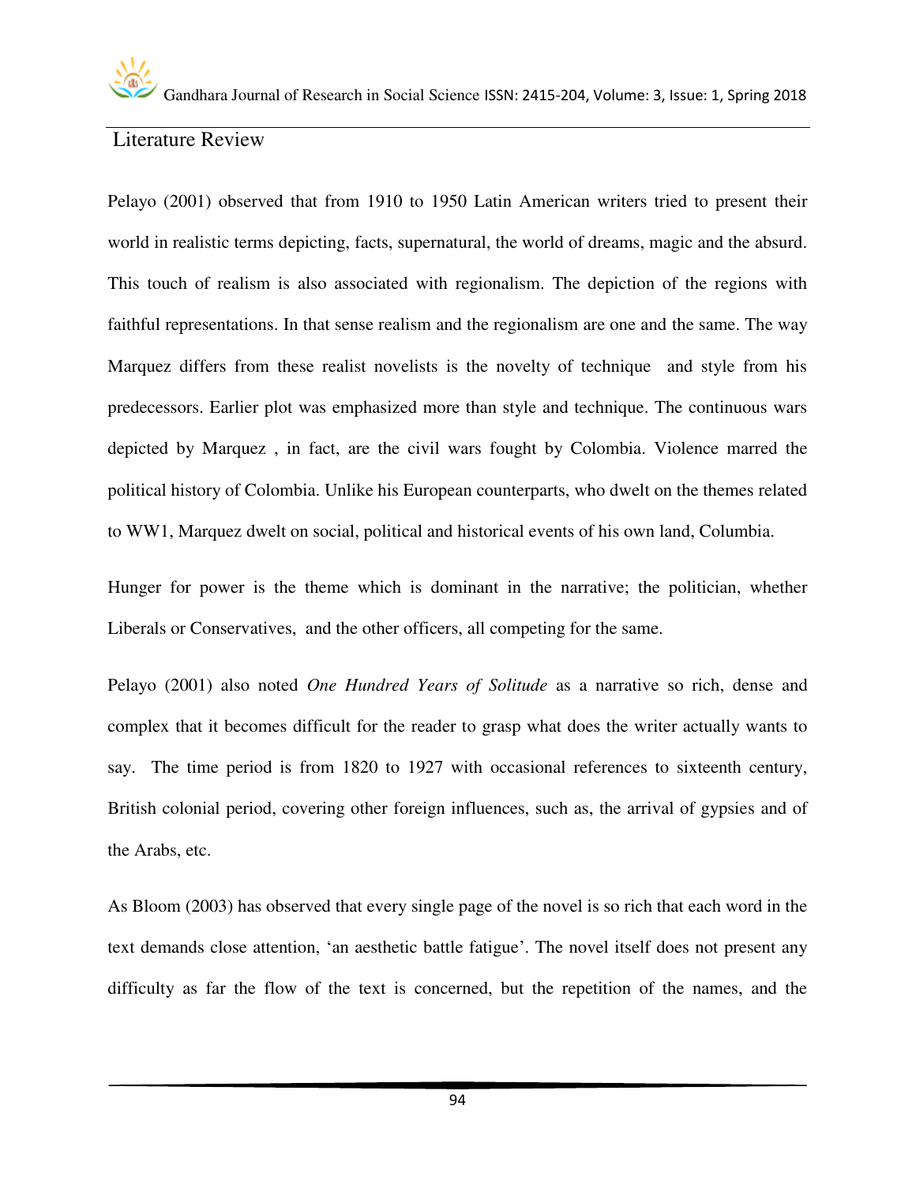## Literature Review

Pelayo (2001) observed that from 1910 to 1950 Latin American writers tried to present their world in realistic terms depicting, facts, supernatural, the world of dreams, magic and the absurd. This touch of realism is also associated with regionalism. The depiction of the regions with faithful representations. In that sense realism and the regionalism are one and the same. The way Marquez differs from these realist novelists is the novelty of technique and style from his predecessors. Earlier plot was emphasized more than style and technique. The continuous wars depicted by Marquez , in fact, are the civil wars fought by Colombia. Violence marred the political history of Colombia. Unlike his European counterparts, who dwelt on the themes related to WW1, Marquez dwelt on social, political and historical events of his own land, Columbia.

Hunger for power is the theme which is dominant in the narrative; the politician, whether Liberals or Conservatives, and the other officers, all competing for the same.

Pelayo (2001) also noted *One Hundred Years of Solitude* as a narrative so rich, dense and complex that it becomes difficult for the reader to grasp what does the writer actually wants to say. The time period is from 1820 to 1927 with occasional references to sixteenth century, British colonial period, covering other foreign influences, such as, the arrival of gypsies and of the Arabs, etc.

As Bloom (2003) has observed that every single page of the novel is so rich that each word in the text demands close attention, 'an aesthetic battle fatigue'. The novel itself does not present any difficulty as far the flow of the text is concerned, but the repetition of the names, and the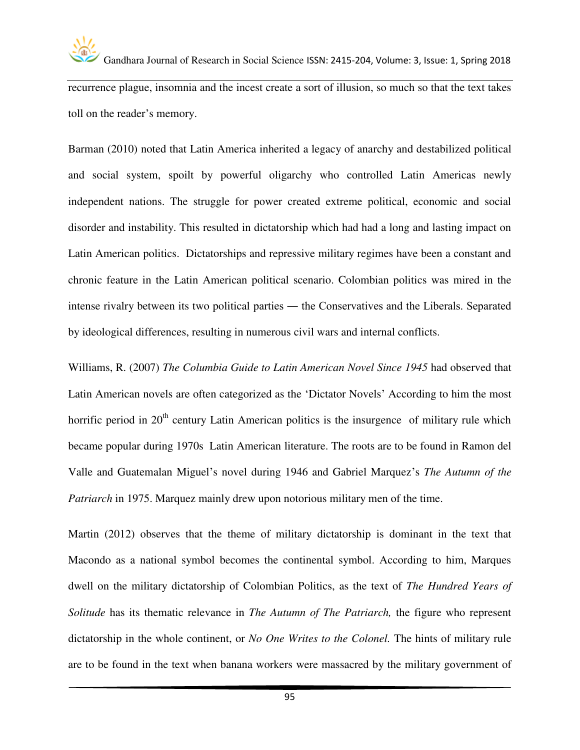recurrence plague, insomnia and the incest create a sort of illusion, so much so that the text takes toll on the reader's memory.

Barman (2010) noted that Latin America inherited a legacy of anarchy and destabilized political and social system, spoilt by powerful oligarchy who controlled Latin Americas newly independent nations. The struggle for power created extreme political, economic and social disorder and instability. This resulted in dictatorship which had had a long and lasting impact on Latin American politics. Dictatorships and repressive military regimes have been a constant and chronic feature in the Latin American political scenario. Colombian politics was mired in the intense rivalry between its two political parties ― the Conservatives and the Liberals. Separated by ideological differences, resulting in numerous civil wars and internal conflicts.

Williams, R. (2007) *The Columbia Guide to Latin American Novel Since 1945* had observed that Latin American novels are often categorized as the 'Dictator Novels' According to him the most horrific period in 20th century Latin American politics is the insurgence of military rule which became popular during 1970s Latin American literature. The roots are to be found in Ramon del Valle and Guatemalan Miguel's novel during 1946 and Gabriel Marquez's *The Autumn of the Patriarch* in 1975. Marquez mainly drew upon notorious military men of the time.

Martin (2012) observes that the theme of military dictatorship is dominant in the text that Macondo as a national symbol becomes the continental symbol. According to him, Marques dwell on the military dictatorship of Colombian Politics, as the text of *The Hundred Years of Solitude* has its thematic relevance in *The Autumn of The Patriarch,* the figure who represent dictatorship in the whole continent, or *No One Writes to the Colonel.* The hints of military rule are to be found in the text when banana workers were massacred by the military government of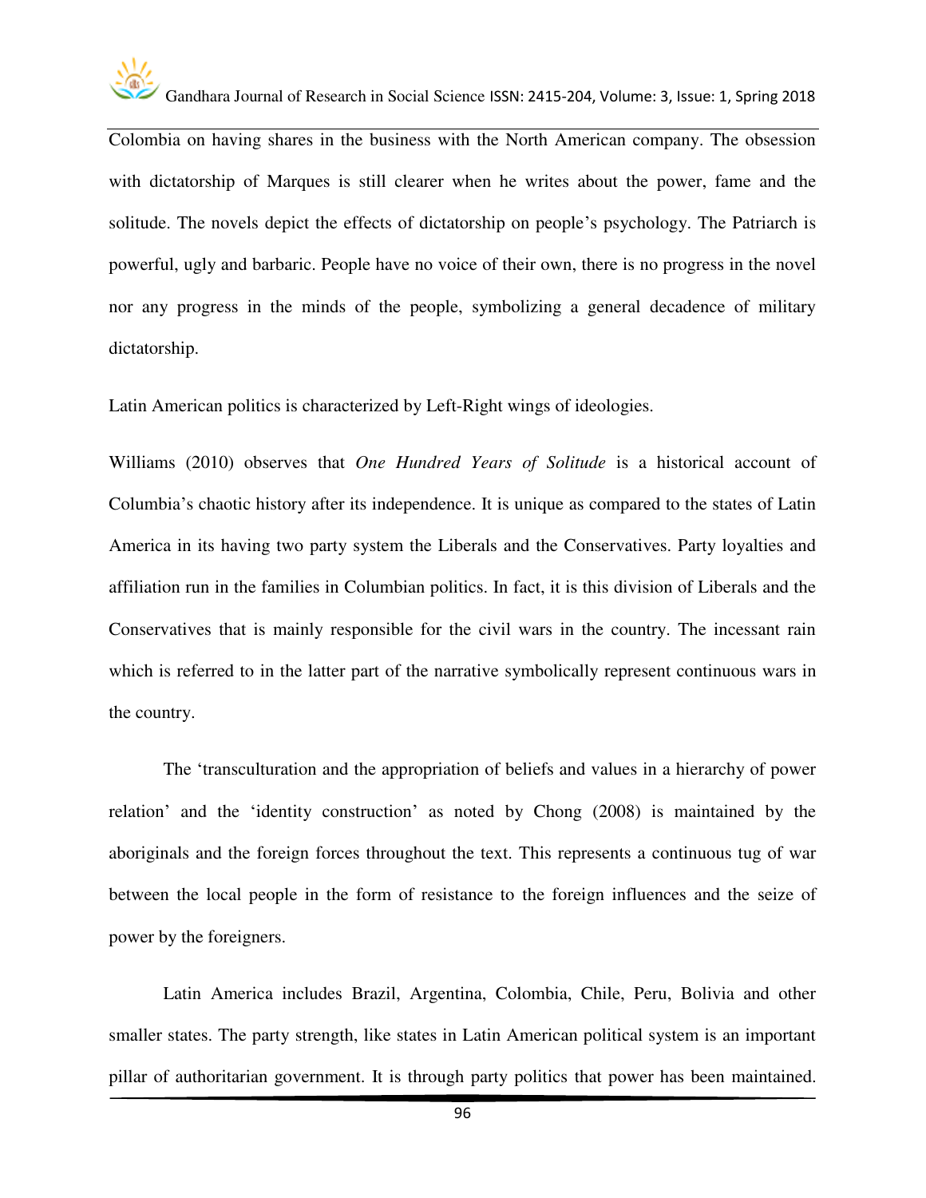Colombia on having shares in the business with the North American company. The obsession with dictatorship of Marques is still clearer when he writes about the power, fame and the solitude. The novels depict the effects of dictatorship on people's psychology. The Patriarch is powerful, ugly and barbaric. People have no voice of their own, there is no progress in the novel nor any progress in the minds of the people, symbolizing a general decadence of military dictatorship.

Latin American politics is characterized by Left-Right wings of ideologies.

Williams (2010) observes that *One Hundred Years of Solitude* is a historical account of Columbia's chaotic history after its independence. It is unique as compared to the states of Latin America in its having two party system the Liberals and the Conservatives. Party loyalties and affiliation run in the families in Columbian politics. In fact, it is this division of Liberals and the Conservatives that is mainly responsible for the civil wars in the country. The incessant rain which is referred to in the latter part of the narrative symbolically represent continuous wars in the country.

The 'transculturation and the appropriation of beliefs and values in a hierarchy of power relation' and the 'identity construction' as noted by Chong (2008) is maintained by the aboriginals and the foreign forces throughout the text. This represents a continuous tug of war between the local people in the form of resistance to the foreign influences and the seize of power by the foreigners.

Latin America includes Brazil, Argentina, Colombia, Chile, Peru, Bolivia and other smaller states. The party strength, like states in Latin American political system is an important pillar of authoritarian government. It is through party politics that power has been maintained.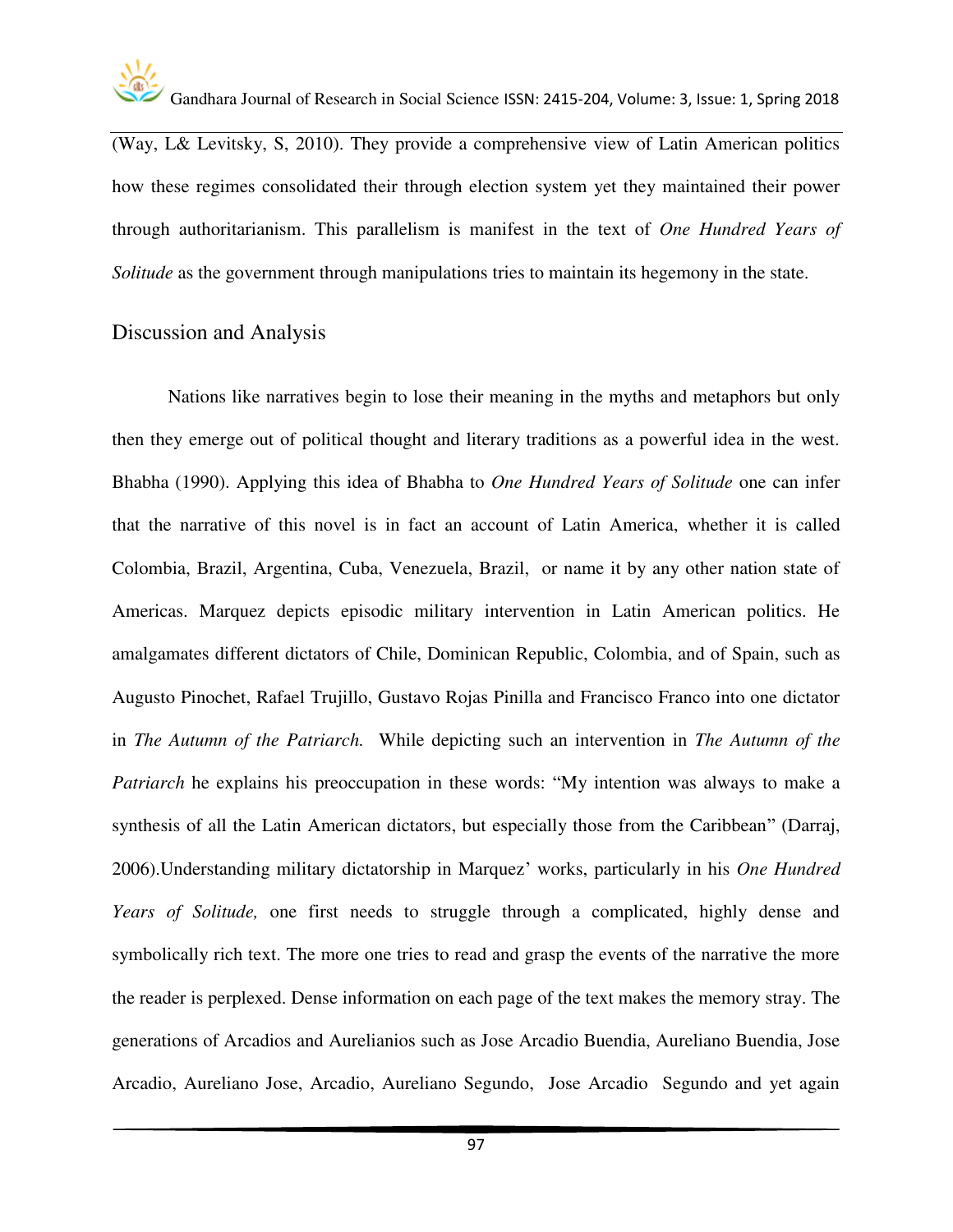(Way, L& Levitsky, S, 2010). They provide a comprehensive view of Latin American politics how these regimes consolidated their through election system yet they maintained their power through authoritarianism. This parallelism is manifest in the text of *One Hundred Years of Solitude* as the government through manipulations tries to maintain its hegemony in the state.

## Discussion and Analysis

Nations like narratives begin to lose their meaning in the myths and metaphors but only then they emerge out of political thought and literary traditions as a powerful idea in the west. Bhabha (1990). Applying this idea of Bhabha to *One Hundred Years of Solitude* one can infer that the narrative of this novel is in fact an account of Latin America, whether it is called Colombia, Brazil, Argentina, Cuba, Venezuela, Brazil, or name it by any other nation state of Americas. Marquez depicts episodic military intervention in Latin American politics. He amalgamates different dictators of Chile, Dominican Republic, Colombia, and of Spain, such as Augusto Pinochet, Rafael Trujillo, Gustavo Rojas Pinilla and Francisco Franco into one dictator in *The Autumn of the Patriarch.* While depicting such an intervention in *The Autumn of the Patriarch* he explains his preoccupation in these words: "My intention was always to make a synthesis of all the Latin American dictators, but especially those from the Caribbean" (Darraj, 2006).Understanding military dictatorship in Marquez' works, particularly in his *One Hundred Years of Solitude,* one first needs to struggle through a complicated, highly dense and symbolically rich text. The more one tries to read and grasp the events of the narrative the more the reader is perplexed. Dense information on each page of the text makes the memory stray. The generations of Arcadios and Aurelianios such as Jose Arcadio Buendia, Aureliano Buendia, Jose Arcadio, Aureliano Jose, Arcadio, Aureliano Segundo, Jose Arcadio Segundo and yet again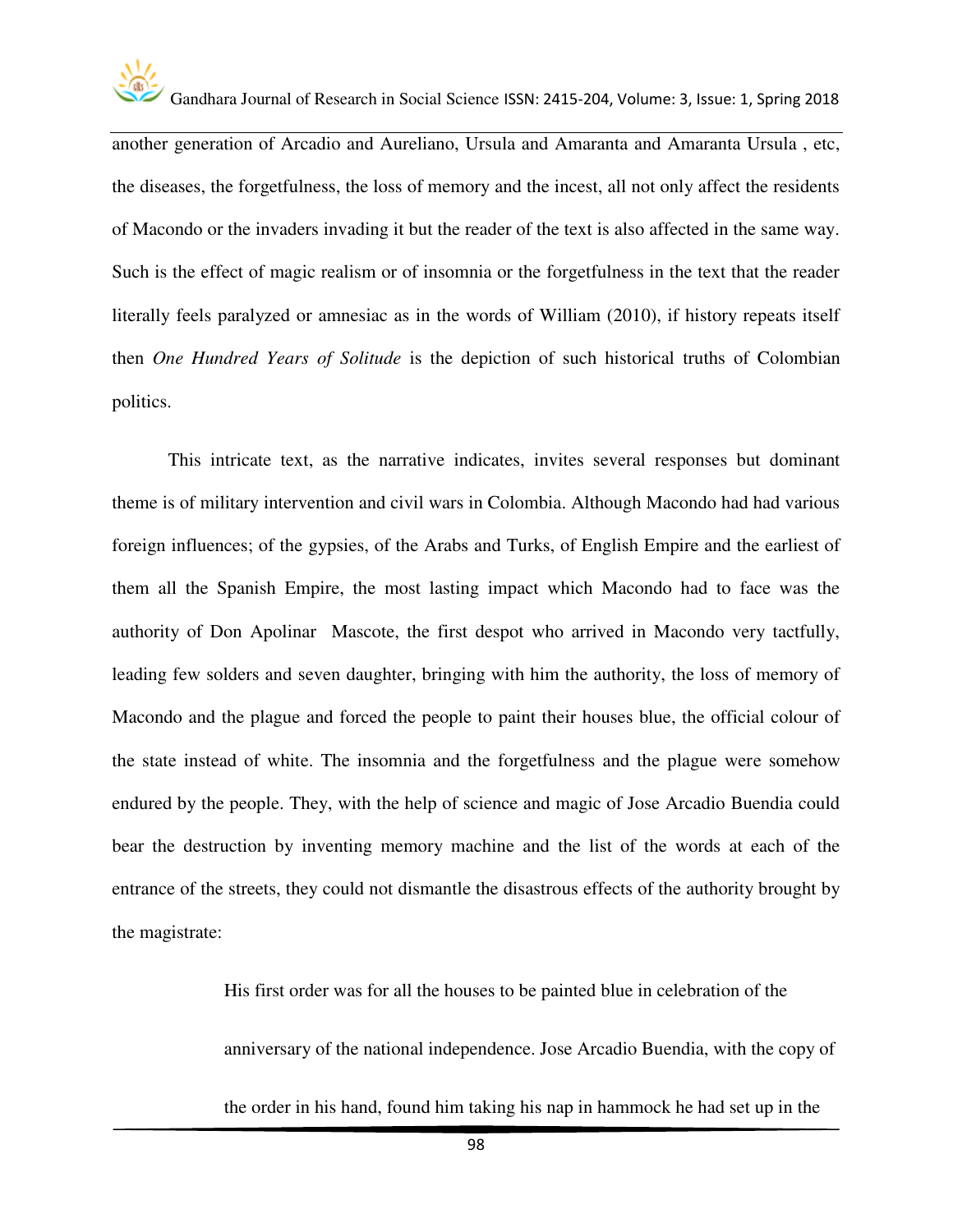another generation of Arcadio and Aureliano, Ursula and Amaranta and Amaranta Ursula , etc, the diseases, the forgetfulness, the loss of memory and the incest, all not only affect the residents of Macondo or the invaders invading it but the reader of the text is also affected in the same way. Such is the effect of magic realism or of insomnia or the forgetfulness in the text that the reader literally feels paralyzed or amnesiac as in the words of William (2010), if history repeats itself then *One Hundred Years of Solitude* is the depiction of such historical truths of Colombian politics.

This intricate text, as the narrative indicates, invites several responses but dominant theme is of military intervention and civil wars in Colombia. Although Macondo had had various foreign influences; of the gypsies, of the Arabs and Turks, of English Empire and the earliest of them all the Spanish Empire, the most lasting impact which Macondo had to face was the authority of Don Apolinar Mascote, the first despot who arrived in Macondo very tactfully, leading few solders and seven daughter, bringing with him the authority, the loss of memory of Macondo and the plague and forced the people to paint their houses blue, the official colour of the state instead of white. The insomnia and the forgetfulness and the plague were somehow endured by the people. They, with the help of science and magic of Jose Arcadio Buendia could bear the destruction by inventing memory machine and the list of the words at each of the entrance of the streets, they could not dismantle the disastrous effects of the authority brought by the magistrate:

> His first order was for all the houses to be painted blue in celebration of the anniversary of the national independence. Jose Arcadio Buendia, with the copy of the order in his hand, found him taking his nap in hammock he had set up in the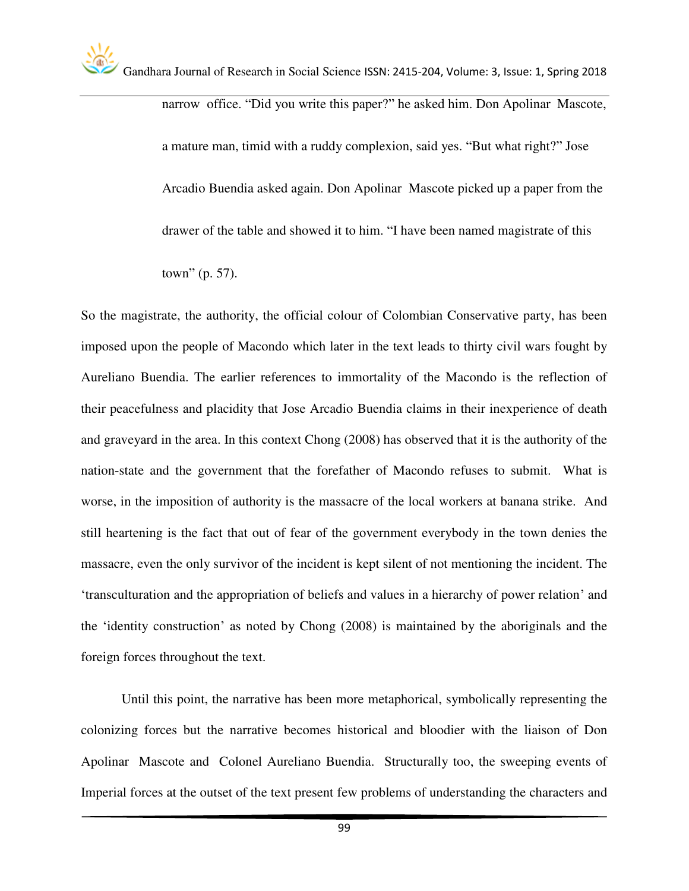> narrow office. “Did you write this paper?” he asked him. Don Apolinar Mascote, a mature man, timid with a ruddy complexion, said yes. “But what right?” Jose Arcadio Buendia asked again. Don Apolinar Mascote picked up a paper from the drawer of the table and showed it to him. “I have been named magistrate of this town” (p. 57).

So the magistrate, the authority, the official colour of Colombian Conservative party, has been imposed upon the people of Macondo which later in the text leads to thirty civil wars fought by Aureliano Buendia. The earlier references to immortality of the Macondo is the reflection of their peacefulness and placidity that Jose Arcadio Buendia claims in their inexperience of death and graveyard in the area. In this context Chong (2008) has observed that it is the authority of the nation-state and the government that the forefather of Macondo refuses to submit. What is worse, in the imposition of authority is the massacre of the local workers at banana strike. And still heartening is the fact that out of fear of the government everybody in the town denies the massacre, even the only survivor of the incident is kept silent of not mentioning the incident. The ‘transculturation and the appropriation of beliefs and values in a hierarchy of power relation’ and the ‘identity construction’ as noted by Chong (2008) is maintained by the aboriginals and the foreign forces throughout the text.

Until this point, the narrative has been more metaphorical, symbolically representing the colonizing forces but the narrative becomes historical and bloodier with the liaison of Don Apolinar Mascote and Colonel Aureliano Buendia. Structurally too, the sweeping events of Imperial forces at the outset of the text present few problems of understanding the characters and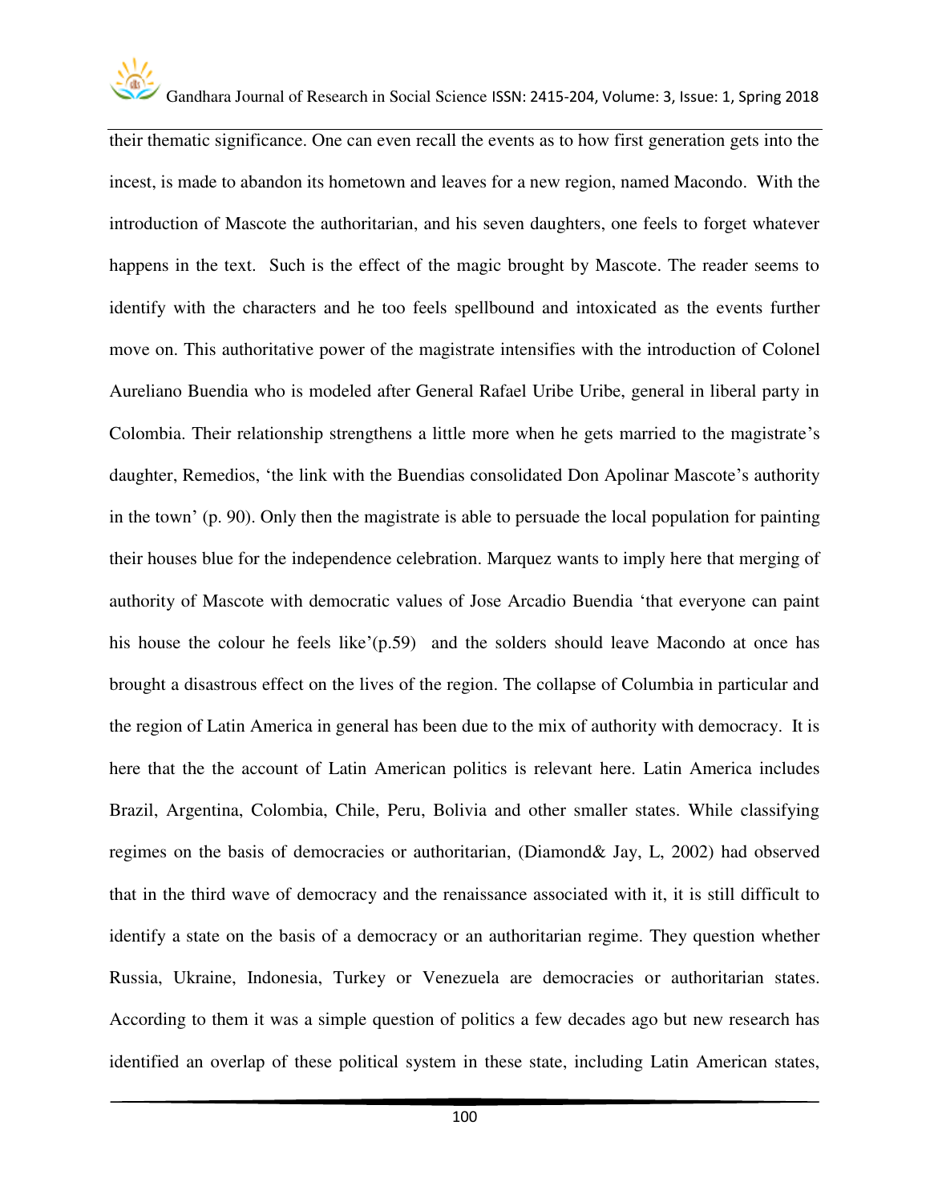their thematic significance. One can even recall the events as to how first generation gets into the incest, is made to abandon its hometown and leaves for a new region, named Macondo. With the introduction of Mascote the authoritarian, and his seven daughters, one feels to forget whatever happens in the text. Such is the effect of the magic brought by Mascote. The reader seems to identify with the characters and he too feels spellbound and intoxicated as the events further move on. This authoritative power of the magistrate intensifies with the introduction of Colonel Aureliano Buendia who is modeled after General Rafael Uribe Uribe, general in liberal party in Colombia. Their relationship strengthens a little more when he gets married to the magistrate's daughter, Remedios, 'the link with the Buendias consolidated Don Apolinar Mascote's authority in the town' (p. 90). Only then the magistrate is able to persuade the local population for painting their houses blue for the independence celebration. Marquez wants to imply here that merging of authority of Mascote with democratic values of Jose Arcadio Buendia 'that everyone can paint his house the colour he feels like'(p.59) and the solders should leave Macondo at once has brought a disastrous effect on the lives of the region. The collapse of Columbia in particular and the region of Latin America in general has been due to the mix of authority with democracy. It is here that the the account of Latin American politics is relevant here. Latin America includes Brazil, Argentina, Colombia, Chile, Peru, Bolivia and other smaller states. While classifying regimes on the basis of democracies or authoritarian, (Diamond& Jay, L, 2002) had observed that in the third wave of democracy and the renaissance associated with it, it is still difficult to identify a state on the basis of a democracy or an authoritarian regime. They question whether Russia, Ukraine, Indonesia, Turkey or Venezuela are democracies or authoritarian states. According to them it was a simple question of politics a few decades ago but new research has identified an overlap of these political system in these state, including Latin American states,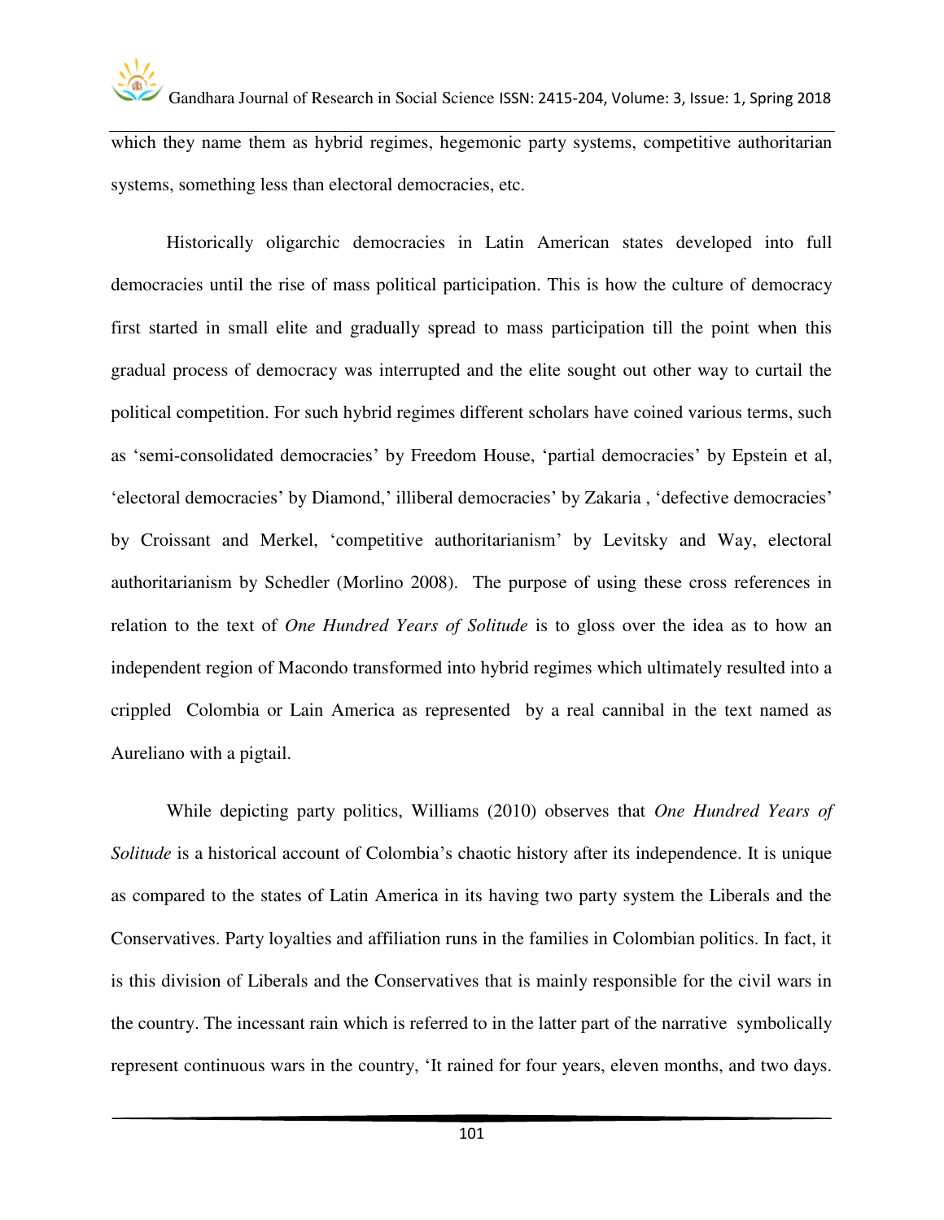which they name them as hybrid regimes, hegemonic party systems, competitive authoritarian systems, something less than electoral democracies, etc.

Historically oligarchic democracies in Latin American states developed into full democracies until the rise of mass political participation. This is how the culture of democracy first started in small elite and gradually spread to mass participation till the point when this gradual process of democracy was interrupted and the elite sought out other way to curtail the political competition. For such hybrid regimes different scholars have coined various terms, such as 'semi-consolidated democracies' by Freedom House, 'partial democracies' by Epstein et al, 'electoral democracies' by Diamond,' illiberal democracies' by Zakaria , 'defective democracies' by Croissant and Merkel, 'competitive authoritarianism' by Levitsky and Way, electoral authoritarianism by Schedler (Morlino 2008). The purpose of using these cross references in relation to the text of *One Hundred Years of Solitude* is to gloss over the idea as to how an independent region of Macondo transformed into hybrid regimes which ultimately resulted into a crippled Colombia or Lain America as represented by a real cannibal in the text named as Aureliano with a pigtail.

While depicting party politics, Williams (2010) observes that *One Hundred Years of Solitude* is a historical account of Colombia's chaotic history after its independence. It is unique as compared to the states of Latin America in its having two party system the Liberals and the Conservatives. Party loyalties and affiliation runs in the families in Colombian politics. In fact, it is this division of Liberals and the Conservatives that is mainly responsible for the civil wars in the country. The incessant rain which is referred to in the latter part of the narrative symbolically represent continuous wars in the country, 'It rained for four years, eleven months, and two days.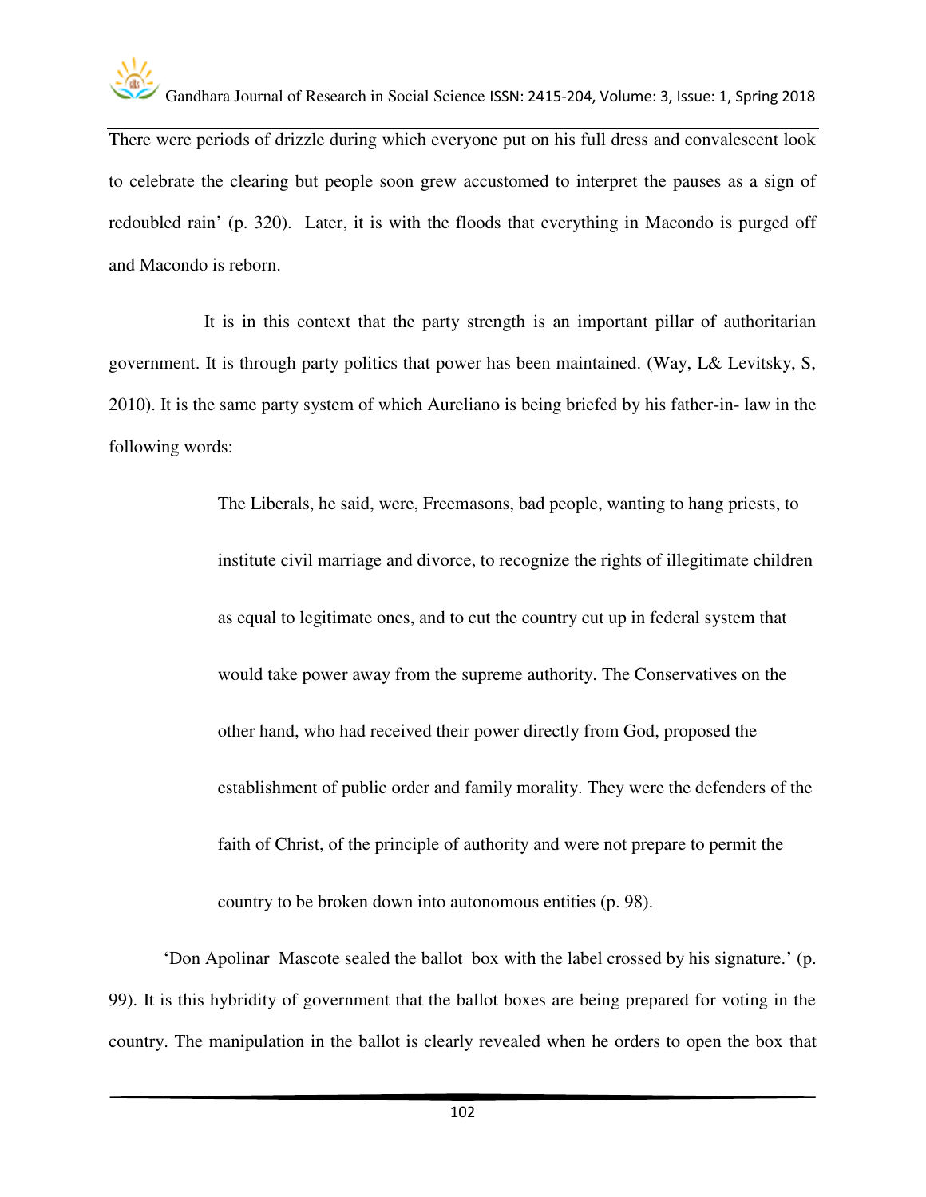There were periods of drizzle during which everyone put on his full dress and convalescent look to celebrate the clearing but people soon grew accustomed to interpret the pauses as a sign of redoubled rain' (p. 320). Later, it is with the floods that everything in Macondo is purged off and Macondo is reborn.

It is in this context that the party strength is an important pillar of authoritarian government. It is through party politics that power has been maintained. (Way, L& Levitsky, S, 2010). It is the same party system of which Aureliano is being briefed by his father-in- law in the following words:

> The Liberals, he said, were, Freemasons, bad people, wanting to hang priests, to institute civil marriage and divorce, to recognize the rights of illegitimate children as equal to legitimate ones, and to cut the country cut up in federal system that would take power away from the supreme authority. The Conservatives on the other hand, who had received their power directly from God, proposed the establishment of public order and family morality. They were the defenders of the faith of Christ, of the principle of authority and were not prepare to permit the country to be broken down into autonomous entities (p. 98).

'Don Apolinar Mascote sealed the ballot box with the label crossed by his signature.' (p. 99). It is this hybridity of government that the ballot boxes are being prepared for voting in the country. The manipulation in the ballot is clearly revealed when he orders to open the box that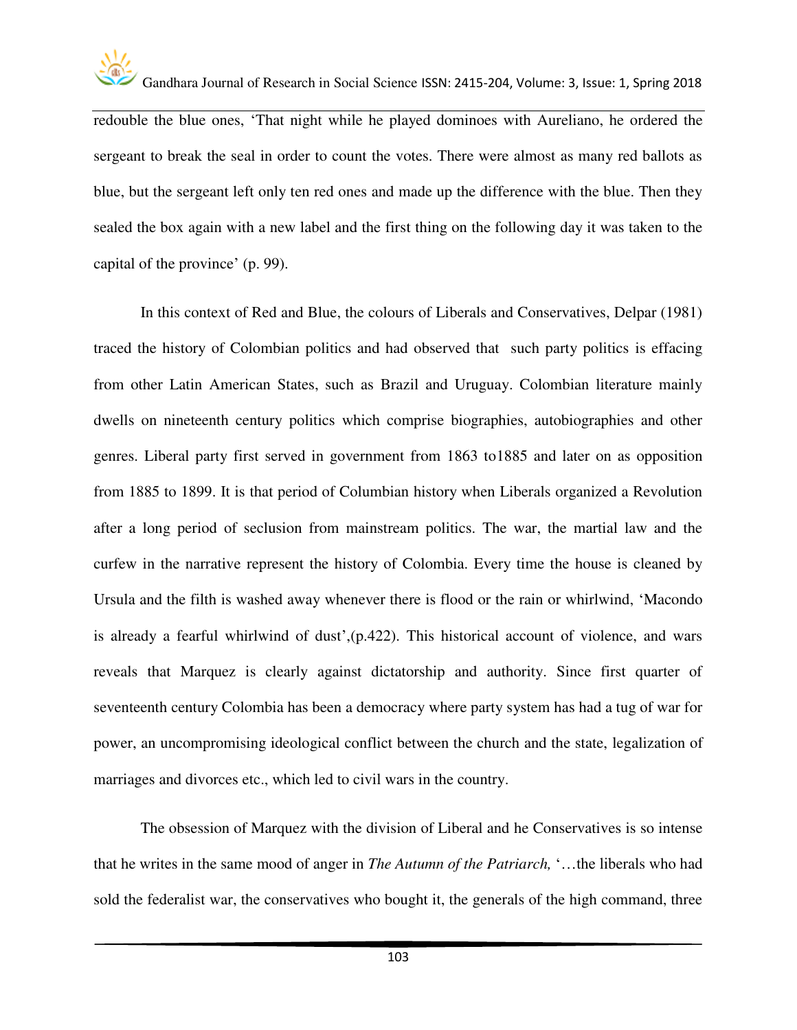redouble the blue ones, 'That night while he played dominoes with Aureliano, he ordered the sergeant to break the seal in order to count the votes. There were almost as many red ballots as blue, but the sergeant left only ten red ones and made up the difference with the blue. Then they sealed the box again with a new label and the first thing on the following day it was taken to the capital of the province' (p. 99).

In this context of Red and Blue, the colours of Liberals and Conservatives, Delpar (1981) traced the history of Colombian politics and had observed that such party politics is effacing from other Latin American States, such as Brazil and Uruguay. Colombian literature mainly dwells on nineteenth century politics which comprise biographies, autobiographies and other genres. Liberal party first served in government from 1863 to1885 and later on as opposition from 1885 to 1899. It is that period of Columbian history when Liberals organized a Revolution after a long period of seclusion from mainstream politics. The war, the martial law and the curfew in the narrative represent the history of Colombia. Every time the house is cleaned by Ursula and the filth is washed away whenever there is flood or the rain or whirlwind, 'Macondo is already a fearful whirlwind of dust',(p.422). This historical account of violence, and wars reveals that Marquez is clearly against dictatorship and authority. Since first quarter of seventeenth century Colombia has been a democracy where party system has had a tug of war for power, an uncompromising ideological conflict between the church and the state, legalization of marriages and divorces etc., which led to civil wars in the country.

The obsession of Marquez with the division of Liberal and he Conservatives is so intense that he writes in the same mood of anger in *The Autumn of the Patriarch,* '…the liberals who had sold the federalist war, the conservatives who bought it, the generals of the high command, three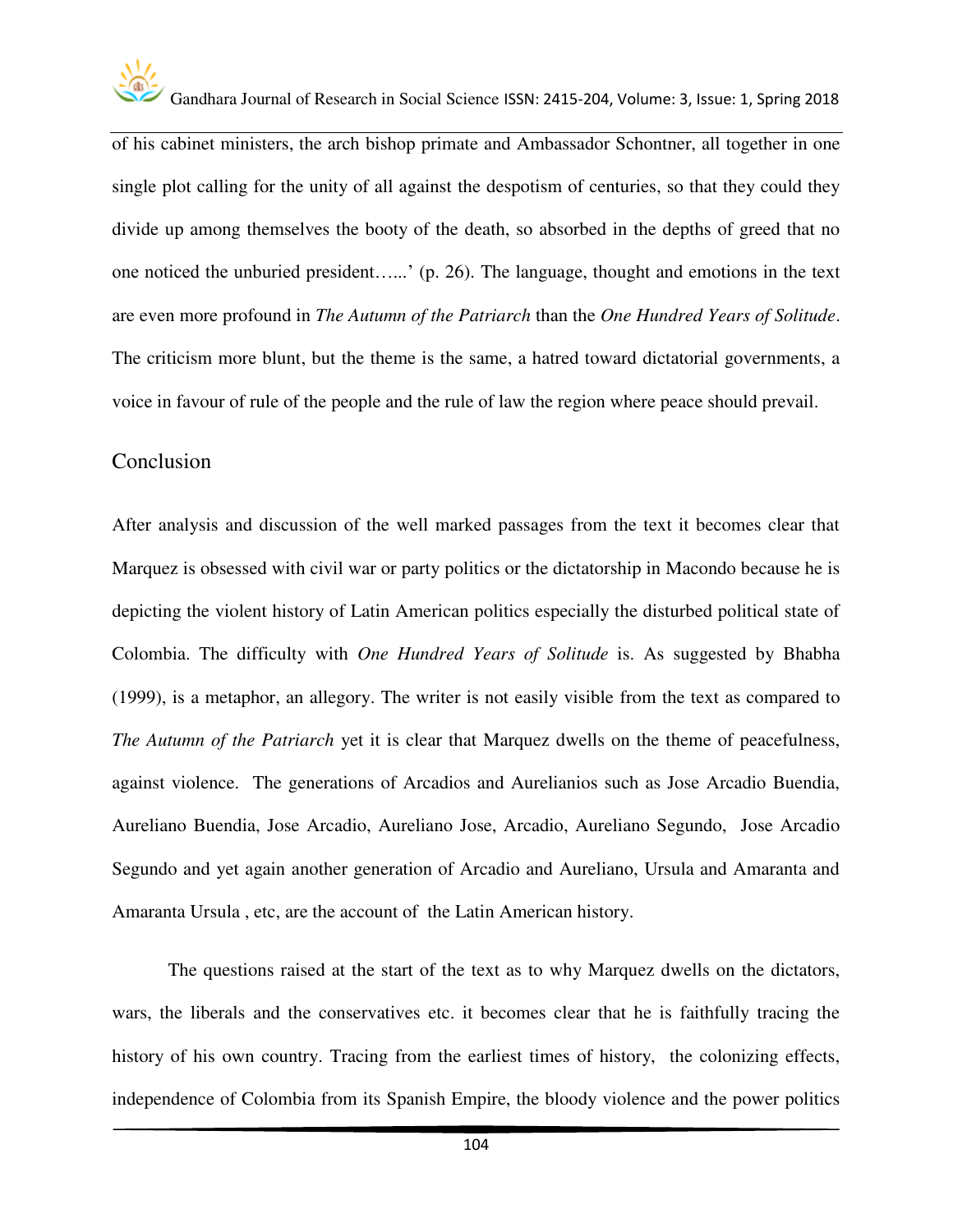of his cabinet ministers, the arch bishop primate and Ambassador Schontner, all together in one single plot calling for the unity of all against the despotism of centuries, so that they could they divide up among themselves the booty of the death, so absorbed in the depths of greed that no one noticed the unburied president…...' (p. 26). The language, thought and emotions in the text are even more profound in *The Autumn of the Patriarch* than the *One Hundred Years of Solitude*. The criticism more blunt, but the theme is the same, a hatred toward dictatorial governments, a voice in favour of rule of the people and the rule of law the region where peace should prevail.

## Conclusion

After analysis and discussion of the well marked passages from the text it becomes clear that Marquez is obsessed with civil war or party politics or the dictatorship in Macondo because he is depicting the violent history of Latin American politics especially the disturbed political state of Colombia. The difficulty with *One Hundred Years of Solitude* is. As suggested by Bhabha (1999), is a metaphor, an allegory. The writer is not easily visible from the text as compared to *The Autumn of the Patriarch* yet it is clear that Marquez dwells on the theme of peacefulness, against violence. The generations of Arcadios and Aurelianios such as Jose Arcadio Buendia, Aureliano Buendia, Jose Arcadio, Aureliano Jose, Arcadio, Aureliano Segundo, Jose Arcadio Segundo and yet again another generation of Arcadio and Aureliano, Ursula and Amaranta and Amaranta Ursula , etc, are the account of the Latin American history.

The questions raised at the start of the text as to why Marquez dwells on the dictators, wars, the liberals and the conservatives etc. it becomes clear that he is faithfully tracing the history of his own country. Tracing from the earliest times of history, the colonizing effects, independence of Colombia from its Spanish Empire, the bloody violence and the power politics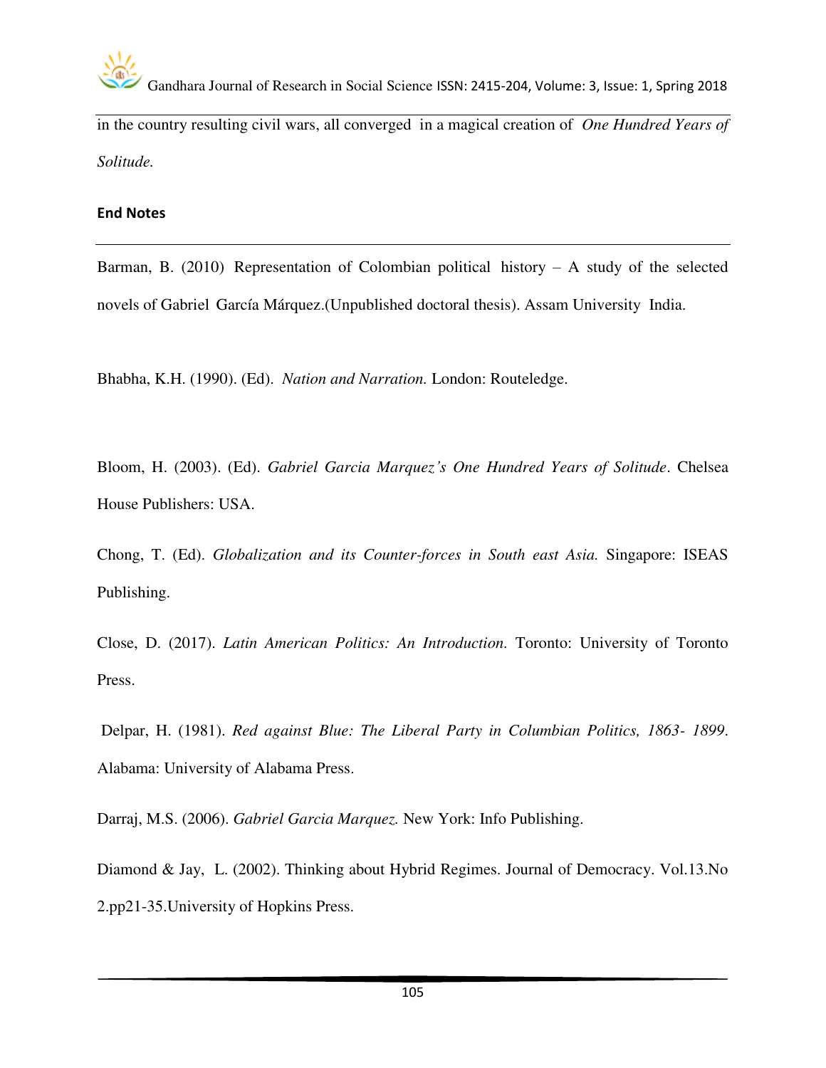in the country resulting civil wars, all converged in a magical creation of *One Hundred Years of Solitude.*

## End Notes

Barman, B. (2010) Representation of Colombian political history – A study of the selected novels of Gabriel García Márquez.(Unpublished doctoral thesis). Assam University India.

Bhabha, K.H. (1990). (Ed). *Nation and Narration.* London: Routeledge.

Bloom, H. (2003). (Ed). *Gabriel Garcia Marquez's One Hundred Years of Solitude*. Chelsea House Publishers: USA.

Chong, T. (Ed). *Globalization and its Counter-forces in South east Asia.* Singapore: ISEAS Publishing.

Close, D. (2017). *Latin American Politics: An Introduction.* Toronto: University of Toronto Press.

Delpar, H. (1981). *Red against Blue: The Liberal Party in Columbian Politics, 1863- 1899*. Alabama: University of Alabama Press.

Darraj, M.S. (2006). *Gabriel Garcia Marquez.* New York: Info Publishing.

Diamond & Jay, L. (2002). Thinking about Hybrid Regimes. Journal of Democracy. Vol.13.No 2.pp21-35.University of Hopkins Press.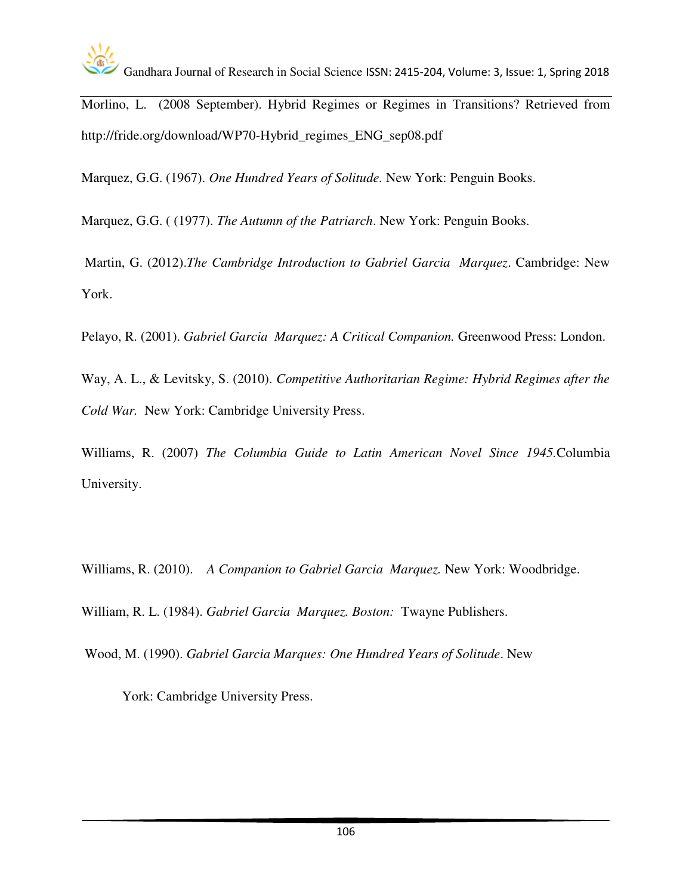Morlino, L. (2008 September). Hybrid Regimes or Regimes in Transitions? Retrieved from http://fride.org/download/WP70-Hybrid_regimes_ENG_sep08.pdf

Marquez, G.G. (1967). *One Hundred Years of Solitude.* New York: Penguin Books.

Marquez, G.G. ( (1977). *The Autumn of the Patriarch*. New York: Penguin Books.

Martin, G. (2012).*The Cambridge Introduction to Gabriel Garcia Marquez*. Cambridge: New York.

Pelayo, R. (2001). *Gabriel Garcia Marquez: A Critical Companion.* Greenwood Press: London.

Way, A. L., & Levitsky, S. (2010). *Competitive Authoritarian Regime: Hybrid Regimes after the Cold War.* New York: Cambridge University Press.

Williams, R. (2007) *The Columbia Guide to Latin American Novel Since 1945.*Columbia University.

Williams, R. (2010). *A Companion to Gabriel Garcia Marquez.* New York: Woodbridge.

William, R. L. (1984). *Gabriel Garcia Marquez. Boston:* Twayne Publishers.

Wood, M. (1990). *Gabriel Garcia Marques: One Hundred Years of Solitude*. New York: Cambridge University Press.